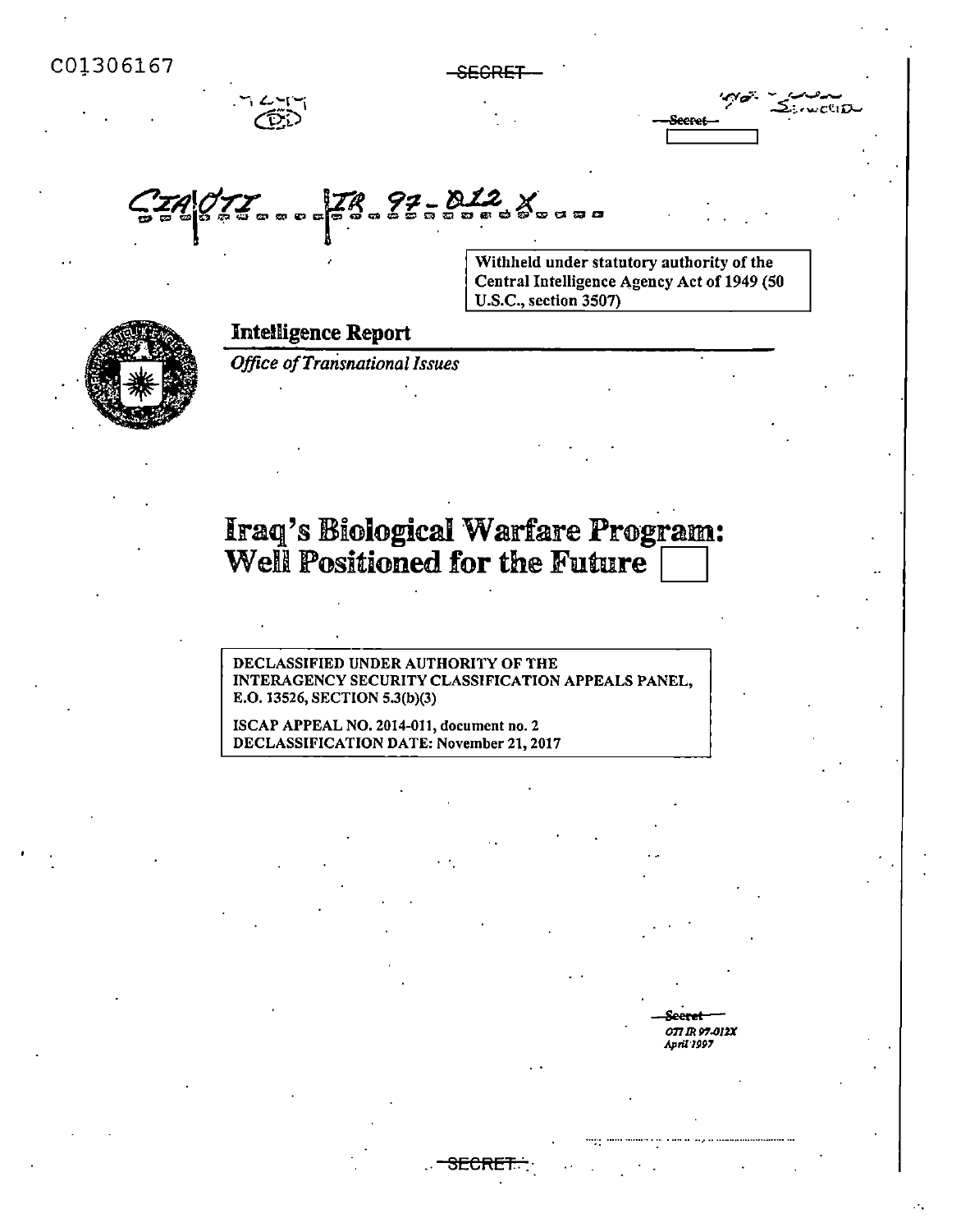C01306167

~~SECRET~~

~~Secret~~

CIA/OTI IR 97-012 X

Withheld under statutory authority of the Central Intelligence Agency Act of 1949 (50 U.S.C., section 3507)

**Intelligence Report**

*Office of Transnational Issues*

# Iraq's Biological Warfare Program: Well Positioned for the Future

DECLASSIFIED UNDER AUTHORITY OF THE INTERAGENCY SECURITY CLASSIFICATION APPEALS PANEL, E.O. 13526, SECTION 5.3(b)(3)

ISCAP APPEAL NO. 2014-011, document no. 2
DECLASSIFICATION DATE: November 21, 2017

~~Secret~~
*OTI IR 97-012X*
*April 1997*

~~SECRET~~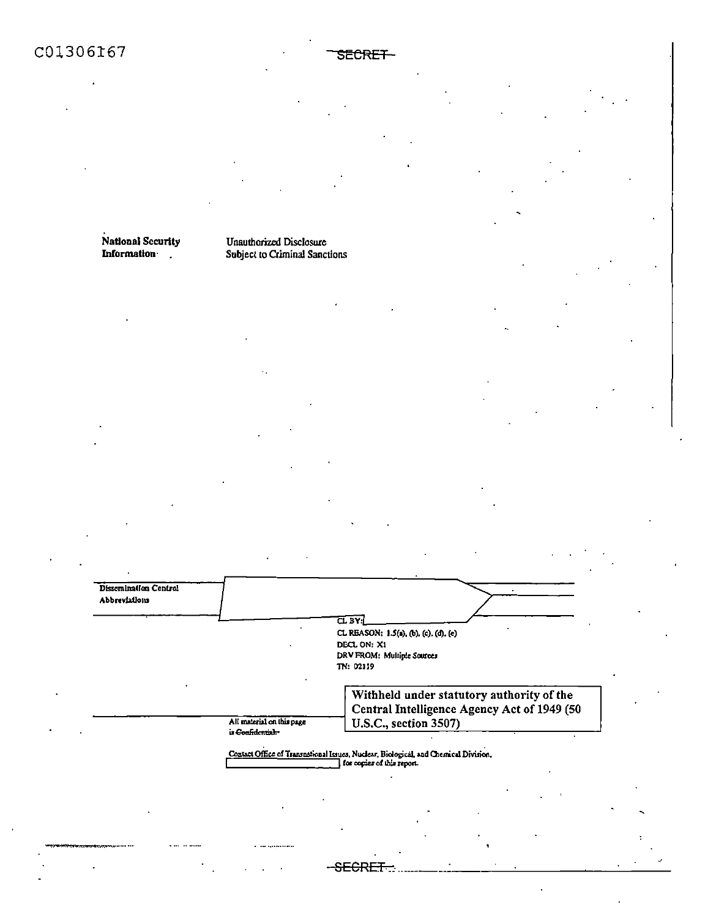C01306167

~~SECRET~~

**National Security Information**

Unauthorized Disclosure Subject to Criminal Sanctions

**Dissemination Control Abbreviations**

CL BY:

CL REASON: 1.5(a), (b), (c), (d), (e)

DECL ON: X1

DRV FROM: Multiple Sources

TN: 02119

**Withheld under statutory authority of the Central Intelligence Agency Act of 1949 (50 U.S.C., section 3507)**

All material on this page is ~~Confidential~~

Contact Office of Transnational Issues, Nuclear, Biological, and Chemical Division, for copies of this report.

~~SECRET~~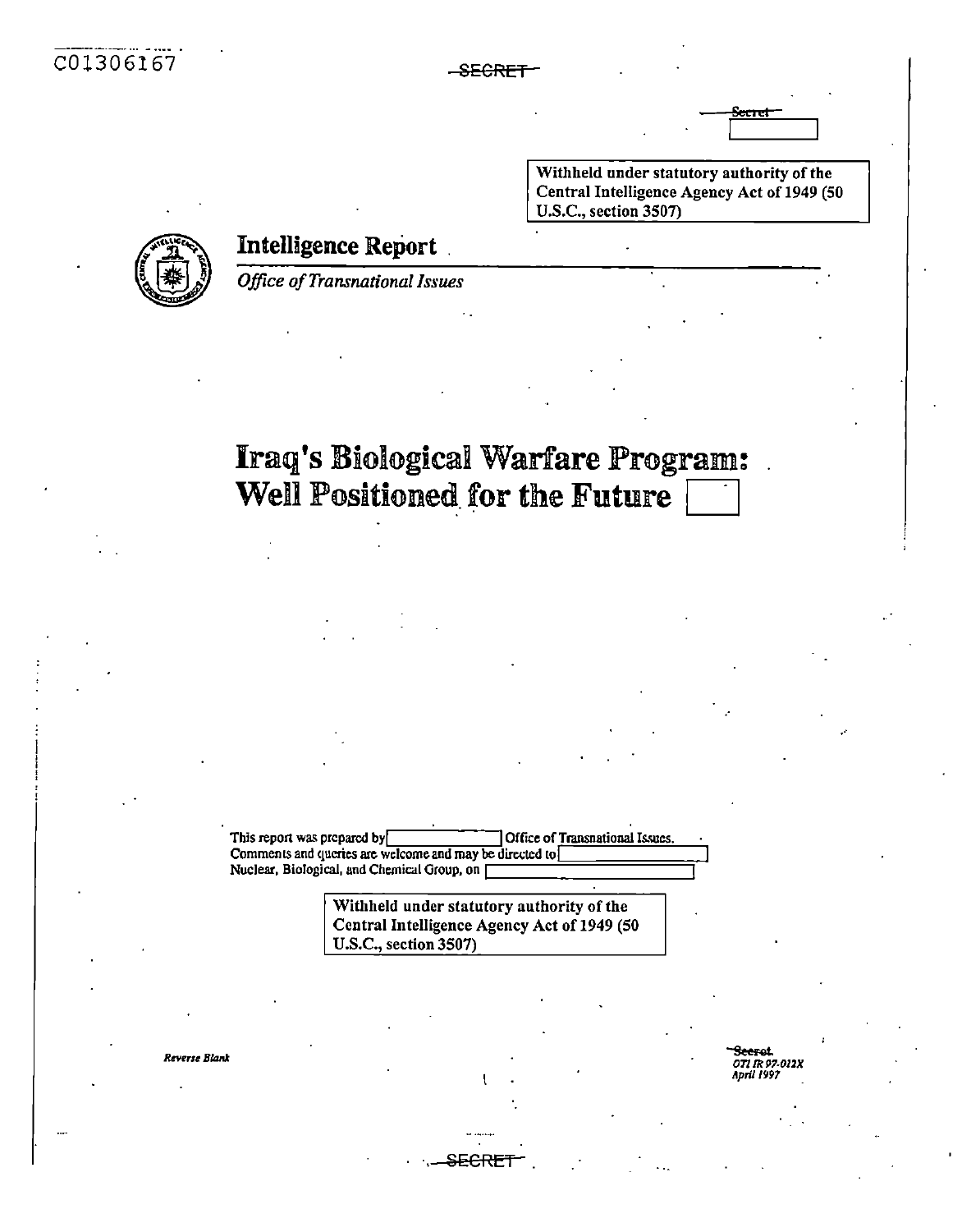C01306167

SECRET

Secret

Withheld under statutory authority of the Central Intelligence Agency Act of 1949 (50 U.S.C., section 3507)

## Intelligence Report

*Office of Transnational Issues*

# Iraq's Biological Warfare Program: Well Positioned for the Future

This report was prepared by [ ] Office of Transnational Issues. Comments and queries are welcome and may be directed to [ ] Nuclear, Biological, and Chemical Group, on [ ]

Withheld under statutory authority of the Central Intelligence Agency Act of 1949 (50 U.S.C., section 3507)

*Reverse Blank*

Secret
*OTI IR 97-012X*
*April 1997*

SECRET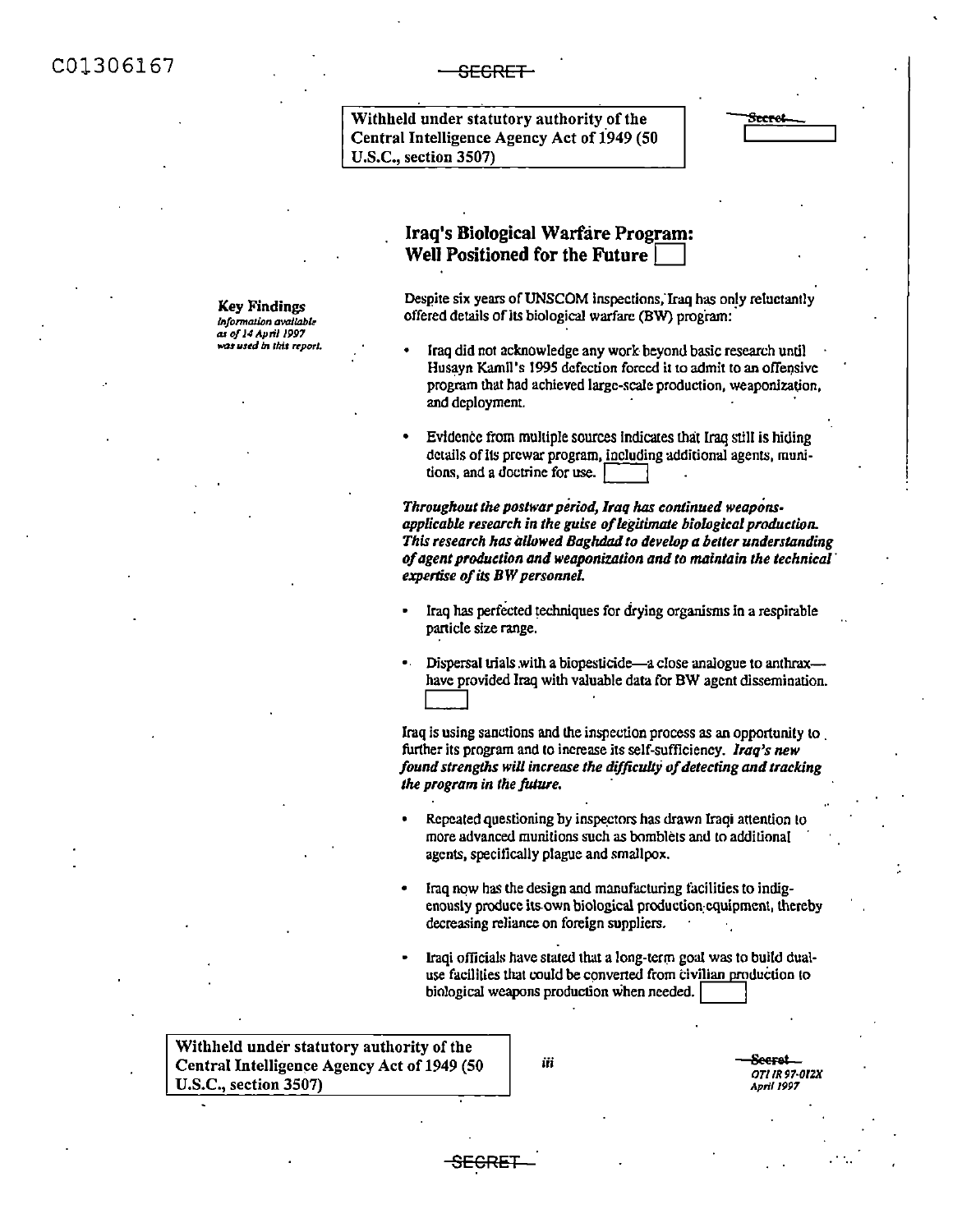Withheld under statutory authority of the Central Intelligence Agency Act of 1949 (50 U.S.C., section 3507)

# Iraq's Biological Warfare Program: Well Positioned for the Future

**Key Findings**
*Information available as of 14 April 1997 was used in this report.*

Despite six years of UNSCOM inspections, Iraq has only reluctantly offered details of its biological warfare (BW) program:

- Iraq did not acknowledge any work beyond basic research until Husayn Kamil's 1995 defection forced it to admit to an offensive program that had achieved large-scale production, weaponization, and deployment.

- Evidence from multiple sources indicates that Iraq still is hiding details of its prewar program, including additional agents, munitions, and a doctrine for use.

***Throughout the postwar period, Iraq has continued weapons-applicable research in the guise of legitimate biological production. This research has allowed Baghdad to develop a better understanding of agent production and weaponization and to maintain the technical expertise of its BW personnel.***

- Iraq has perfected techniques for drying organisms in a respirable particle size range.

- Dispersal trials with a biopesticide—a close analogue to anthrax—have provided Iraq with valuable data for BW agent dissemination.

Iraq is using sanctions and the inspection process as an opportunity to further its program and to increase its self-sufficiency. ***Iraq's new found strengths will increase the difficulty of detecting and tracking the program in the future.***

- Repeated questioning by inspectors has drawn Iraqi attention to more advanced munitions such as bomblets and to additional agents, specifically plague and smallpox.

- Iraq now has the design and manufacturing facilities to indigenously produce its own biological production equipment, thereby decreasing reliance on foreign suppliers.

- Iraqi officials have stated that a long-term goal was to build dual-use facilities that could be converted from civilian production to biological weapons production when needed.

Withheld under statutory authority of the Central Intelligence Agency Act of 1949 (50 U.S.C., section 3507)

OTI IR 97-012X
April 1997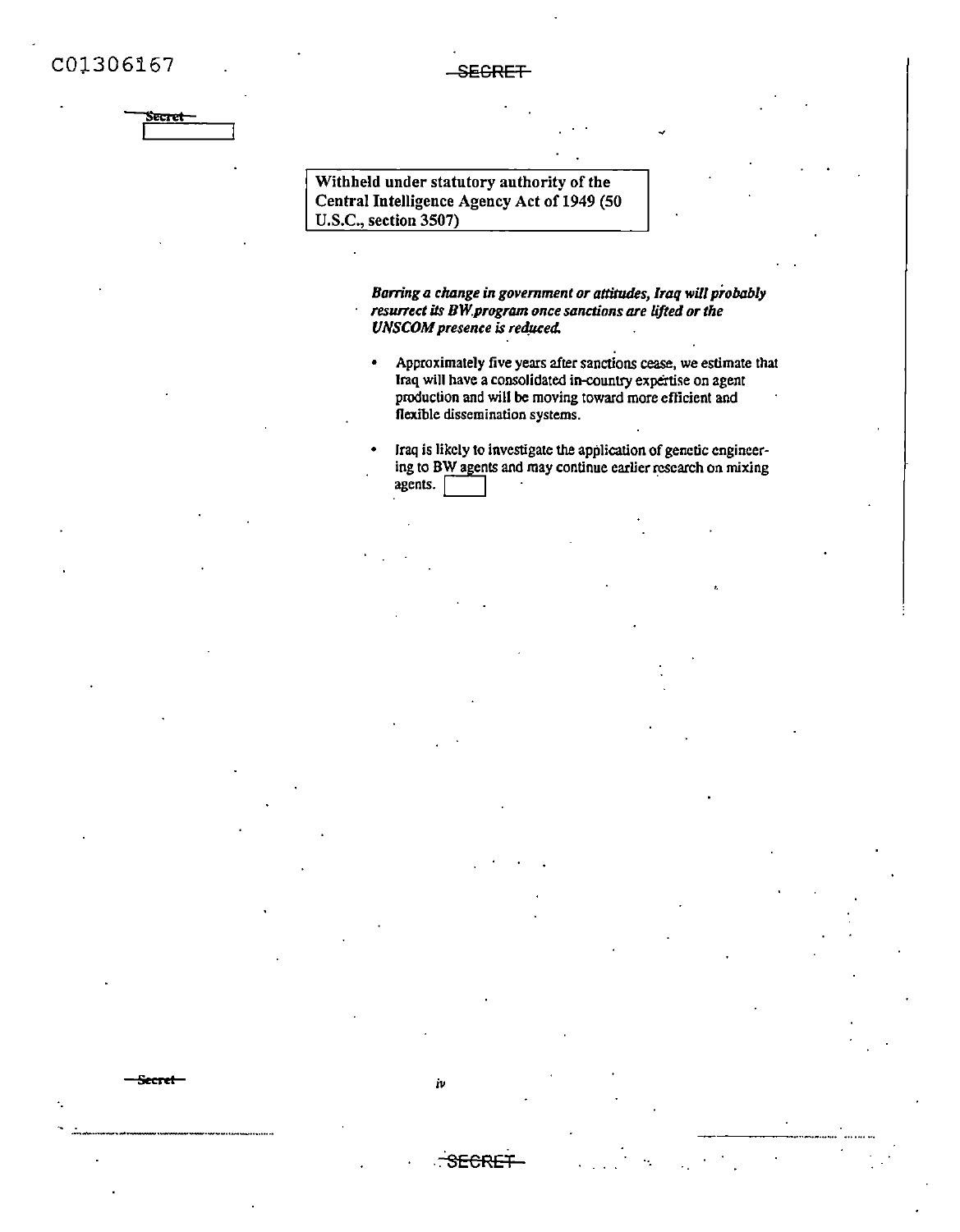Withheld under statutory authority of the Central Intelligence Agency Act of 1949 (50 U.S.C., section 3507)

***Barring a change in government or attitudes, Iraq will probably resurrect its BW program once sanctions are lifted or the UNSCOM presence is reduced.***

- Approximately five years after sanctions cease, we estimate that Iraq will have a consolidated in-country expertise on agent production and will be moving toward more efficient and flexible dissemination systems.

- Iraq is likely to investigate the application of genetic engineering to BW agents and may continue earlier research on mixing agents.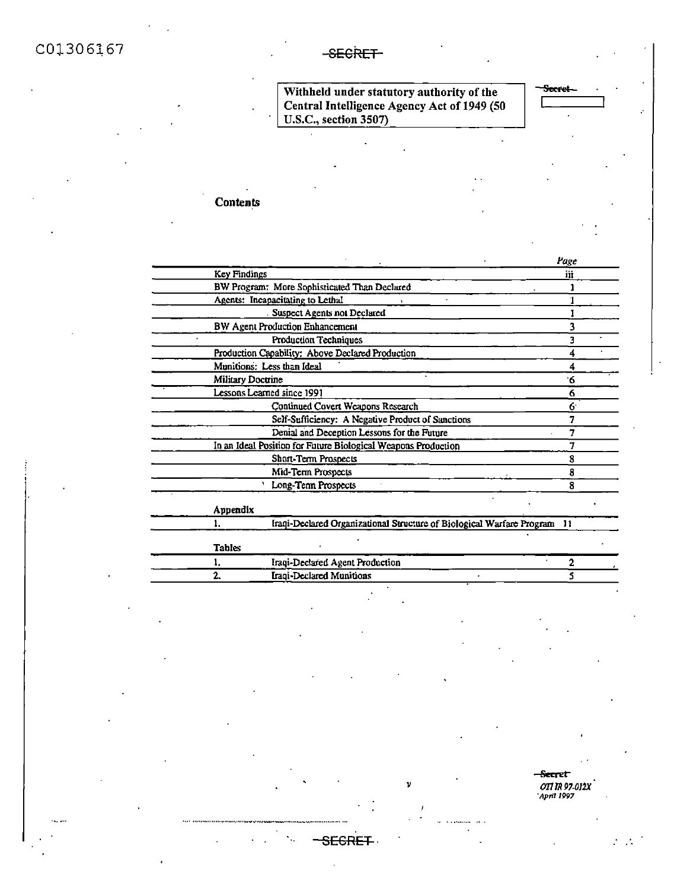Withheld under statutory authority of the Central Intelligence Agency Act of 1949 (50 U.S.C., section 3507)

## Contents

| | Page |
|---|---|
| Key Findings | iii |
| BW Program: More Sophisticated Than Declared | 1 |
| Agents: Incapacitating to Lethal | 1 |
| Suspect Agents not Declared | 1 |
| BW Agent Production Enhancement | 3 |
| Production Techniques | 3 |
| Production Capability: Above Declared Production | 4 |
| Munitions: Less than Ideal | 4 |
| Military Doctrine | 6 |
| Lessons Learned since 1991 | 6 |
| Continued Covert Weapons Research | 6 |
| Self-Sufficiency: A Negative Product of Sanctions | 7 |
| Denial and Deception Lessons for the Future | 7 |
| In an Ideal Position for Future Biological Weapons Production | 7 |
| Short-Term Prospects | 8 |
| Mid-Term Prospects | 8 |
| Long-Term Prospects | 8 |

**Appendix**

| | | |
|---|---|---|
| 1. | Iraqi-Declared Organizational Structure of Biological Warfare Program | 11 |

**Tables**

| | | |
|---|---|---|
| 1. | Iraqi-Declared Agent Production | 2 |
| 2. | Iraqi-Declared Munitions | 5 |

OTI IR 97-012X
April 1997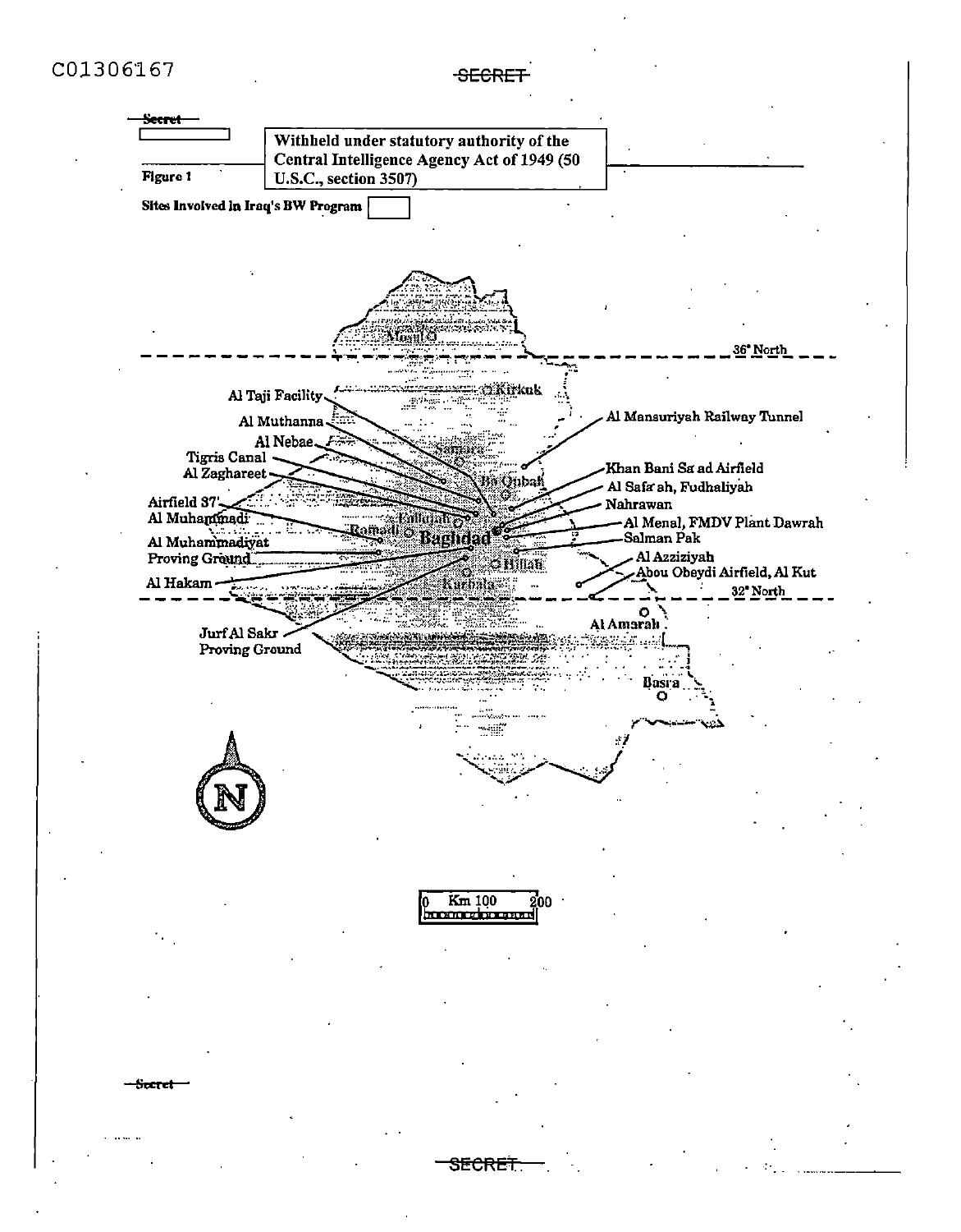Secret

Withheld under statutory authority of the Central Intelligence Agency Act of 1949 (50 U.S.C., section 3507)

Figure 1

Sites Involved in Iraq's BW Program

Mosul

36° North

Kirkuk

Al Taji Facility

Al Muthanna

Al Nebae

Tigris Canal

Al Zaghareet

Airfield 37

Al Muhammadi

Al Muhammadiyat Proving Ground

Al Hakam

Jurf Al Sakr Proving Ground

Samarra

Ba Qubah

Fallujah

Ramadi

Baghdad

Hillah

Karbala

Al Mansuriyah Railway Tunnel

Khan Bani Sa'ad Airfield

Al Safa'ah, Fudhaliyah

Nahrawan

Al Menal, FMDV Plant Dawrah

Salman Pak

Al Azziziyah

Abou Obeydi Airfield, Al Kut

32° North

Al Amarah

Basra

N

0 Km 100 200

Secret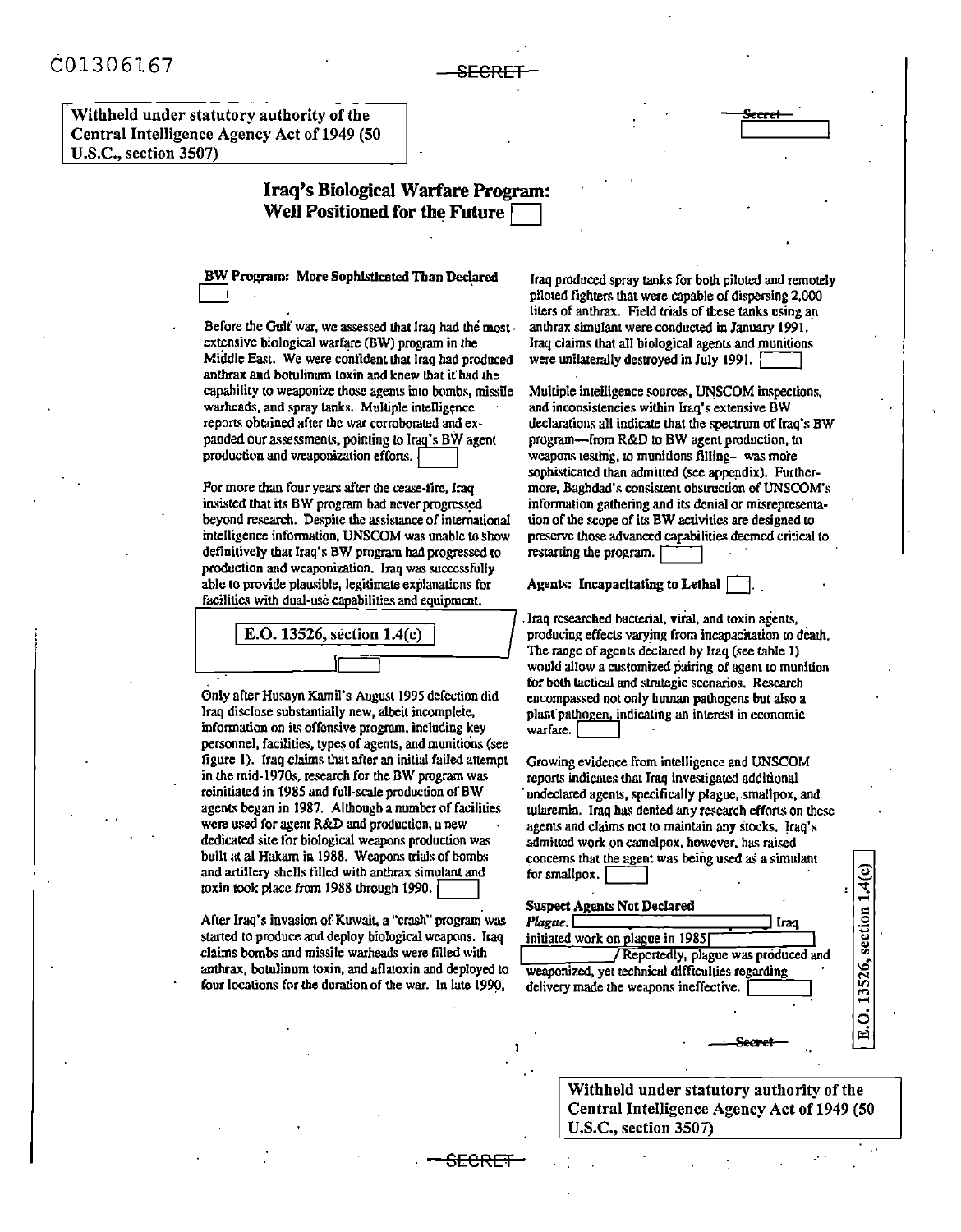Withheld under statutory authority of the Central Intelligence Agency Act of 1949 (50 U.S.C., section 3507)

# Iraq's Biological Warfare Program: Well Positioned for the Future

## BW Program: More Sophisticated Than Declared

Before the Gulf war, we assessed that Iraq had the most extensive biological warfare (BW) program in the Middle East. We were confident that Iraq had produced anthrax and botulinum toxin and knew that it had the capability to weaponize those agents into bombs, missile warheads, and spray tanks. Multiple intelligence reports obtained after the war corroborated and expanded our assessments, pointing to Iraq's BW agent production and weaponization efforts.

For more than four years after the cease-fire, Iraq insisted that its BW program had never progressed beyond research. Despite the assistance of international intelligence information, UNSCOM was unable to show definitively that Iraq's BW program had progressed to production and weaponization. Iraq was successfully able to provide plausible, legitimate explanations for facilities with dual-use capabilities and equipment.

E.O. 13526, section 1.4(c)

Only after Husayn Kamil's August 1995 defection did Iraq disclose substantially new, albeit incomplete, information on its offensive program, including key personnel, facilities, types of agents, and munitions (see figure 1). Iraq claims that after an initial failed attempt in the mid-1970s, research for the BW program was reinitiated in 1985 and full-scale production of BW agents began in 1987. Although a number of facilities were used for agent R&D and production, a new dedicated site for biological weapons production was built at al Hakam in 1988. Weapons trials of bombs and artillery shells filled with anthrax simulant and toxin took place from 1988 through 1990.

After Iraq's invasion of Kuwait, a "crash" program was started to produce and deploy biological weapons. Iraq claims bombs and missile warheads were filled with anthrax, botulinum toxin, and aflatoxin and deployed to four locations for the duration of the war. In late 1990, Iraq produced spray tanks for both piloted and remotely piloted fighters that were capable of dispersing 2,000 liters of anthrax. Field trials of these tanks using an anthrax simulant were conducted in January 1991. Iraq claims that all biological agents and munitions were unilaterally destroyed in July 1991.

Multiple intelligence sources, UNSCOM inspections, and inconsistencies within Iraq's extensive BW declarations all indicate that the spectrum of Iraq's BW program—from R&D to BW agent production, to weapons testing, to munitions filling—was more sophisticated than admitted (see appendix). Furthermore, Baghdad's consistent obstruction of UNSCOM's information gathering and its denial or misrepresentation of the scope of its BW activities are designed to preserve those advanced capabilities deemed critical to restarting the program.

## Agents: Incapacitating to Lethal

Iraq researched bacterial, viral, and toxin agents, producing effects varying from incapacitation to death. The range of agents declared by Iraq (see table 1) would allow a customized pairing of agent to munition for both tactical and strategic scenarios. Research encompassed not only human pathogens but also a plant pathogen, indicating an interest in economic warfare.

Growing evidence from intelligence and UNSCOM reports indicates that Iraq investigated additional undeclared agents, specifically plague, smallpox, and tularemia. Iraq has denied any research efforts on these agents and claims not to maintain any stocks. Iraq's admitted work on camelpox, however, has raised concerns that the agent was being used as a simulant for smallpox.

### Suspect Agents Not Declared

*Plague.* [ ] Iraq initiated work on plague in 1985 [ ] Reportedly, plague was produced and weaponized, yet technical difficulties regarding delivery made the weapons ineffective.

E.O. 13526, section 1.4(c)

Withheld under statutory authority of the Central Intelligence Agency Act of 1949 (50 U.S.C., section 3507)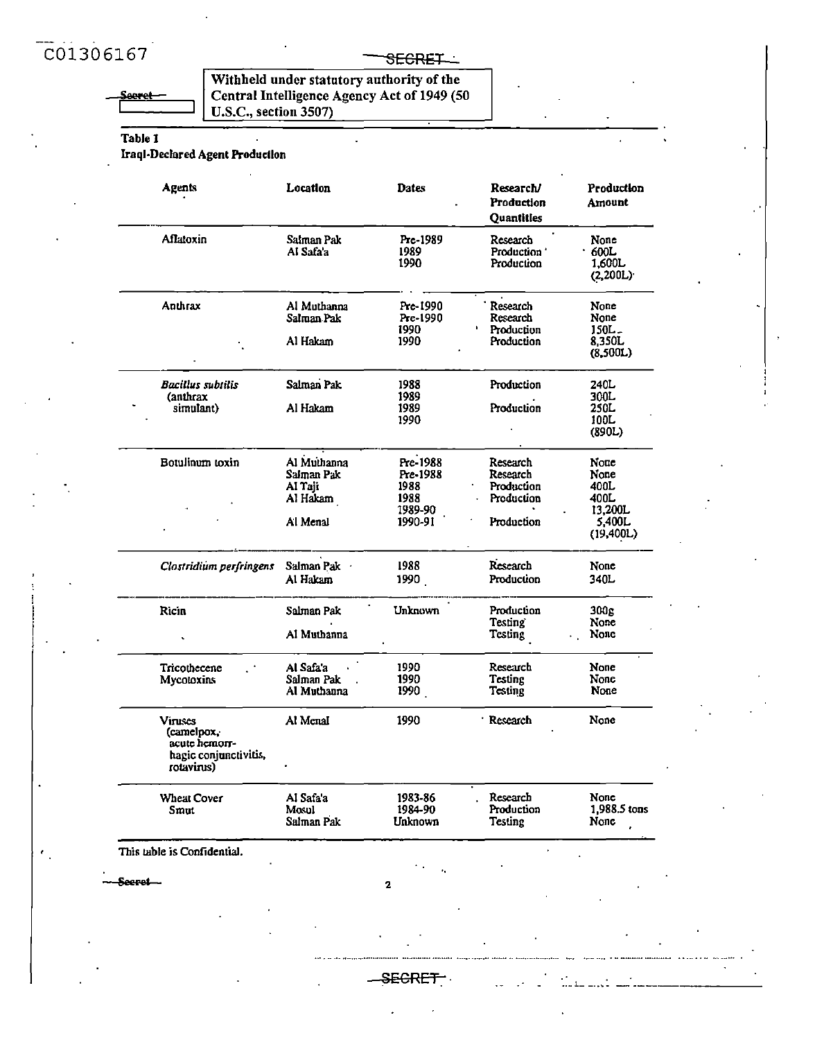C01306167

SECRET

Secret

Withheld under statutory authority of the Central Intelligence Agency Act of 1949 (50 U.S.C., section 3507)

**Table 1**
**Iraqi-Declared Agent Production**

| Agents | Location | Dates | Research/ Production Quantities | Production Amount |
|---|---|---|---|---|
| Aflatoxin | Salman Pak | Pre-1989 | Research | None |
| | Al Safa'a | 1989 | Production | 600L |
| | | 1990 | Production | 1,600L |
| | | | | (2,200L) |
| Anthrax | Al Muthanna | Pre-1990 | Research | None |
| | Salman Pak | Pre-1990 | Research | None |
| | | 1990 | Production | 150L |
| | Al Hakam | 1990 | Production | 8,350L |
| | | | | (8,500L) |
| *Bacillus subtilis* (anthrax simulant) | Salman Pak | 1988 | Production | 240L |
| | | 1989 | | 300L |
| | Al Hakam | 1989 | Production | 250L |
| | | 1990 | | 100L |
| | | | | (890L) |
| Botulinum toxin | Al Muthanna | Pre-1988 | Research | None |
| | Salman Pak | Pre-1988 | Research | None |
| | Al Taji | 1988 | Production | 400L |
| | Al Hakam | 1988 | Production | 400L |
| | | 1989-90 | | 13,200L |
| | Al Menal | 1990-91 | Production | 5,400L |
| | | | | (19,400L) |
| *Clostridium perfringens* | Salman Pak | 1988 | Research | None |
| | Al Hakam | 1990 | Production | 340L |
| Ricin | Salman Pak | Unknown | Production | 300g |
| | | | Testing | None |
| | Al Muthanna | | Testing | None |
| Tricothecene Mycotoxins | Al Safa'a | 1990 | Research | None |
| | Salman Pak | 1990 | Testing | None |
| | Al Muthanna | 1990 | Testing | None |
| Viruses (camelpox, acute hemorrhagic conjunctivitis, rotavirus) | Al Menal | 1990 | Research | None |
| Wheat Cover Smut | Al Safa'a | 1983-86 | Research | None |
| | Mosul | 1984-90 | Production | 1,988.5 tons |
| | Salman Pak | Unknown | Testing | None |

This table is Confidential.

Secret

SECRET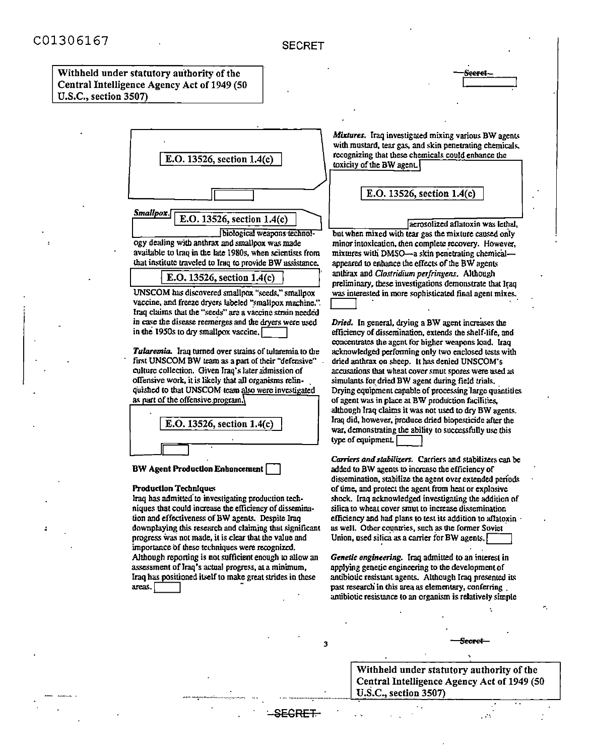Withheld under statutory authority of the Central Intelligence Agency Act of 1949 (50 U.S.C., section 3507)

E.O. 13526, section 1.4(c)

*Smallpox.* E.O. 13526, section 1.4(c) biological weapons technology dealing with anthrax and smallpox was made available to Iraq in the late 1980s, when scientists from that institute traveled to Iraq to provide BW assistance.

E.O. 13526, section 1.4(c)

UNSCOM has discovered smallpox "seeds," smallpox vaccine, and freeze dryers labeled "smallpox machine." Iraq claims that the "seeds" are a vaccine strain needed in case the disease reemerges and the dryers were used in the 1950s to dry smallpox vaccine.

*Tularemia.* Iraq turned over strains of tularemia to the first UNSCOM BW team as a part of their "defensive" culture collection. Given Iraq's later admission of offensive work, it is likely that all organisms relinquished to that UNSCOM team also were investigated as part of the offensive program.

E.O. 13526, section 1.4(c)

**BW Agent Production Enhancement**

**Production Techniques**

Iraq has admitted to investigating production techniques that could increase the efficiency of dissemination and effectiveness of BW agents. Despite Iraq downplaying this research and claiming that significant progress was not made, it is clear that the value and importance of these techniques were recognized. Although reporting is not sufficient enough to allow an assessment of Iraq's actual progress, at a minimum, Iraq has positioned itself to make great strides in these areas.

*Mixtures.* Iraq investigated mixing various BW agents with mustard, tear gas, and skin penetrating chemicals, recognizing that these chemicals could enhance the toxicity of the BW agent.

E.O. 13526, section 1.4(c)

aerosolized aflatoxin was lethal, but when mixed with tear gas the mixture caused only minor intoxication, then complete recovery. However, mixtures with DMSO—a skin penetrating chemical—appeared to enhance the effects of the BW agents anthrax and *Clostridium perfringens*. Although preliminary, these investigations demonstrate that Iraq was interested in more sophisticated final agent mixes.

*Dried.* In general, drying a BW agent increases the efficiency of dissemination, extends the shelf-life, and concentrates the agent for higher weapons load. Iraq acknowledged performing only two enclosed tests with dried anthrax on sheep. It has denied UNSCOM's accusations that wheat cover smut spores were used as simulants for dried BW agent during field trials. Drying equipment capable of processing large quantities of agent was in place at BW production facilities, although Iraq claims it was not used to dry BW agents. Iraq did, however, produce dried biopesticide after the war, demonstrating the ability to successfully use this type of equipment.

*Carriers and stabilizers.* Carriers and stabilizers can be added to BW agents to increase the efficiency of dissemination, stabilize the agent over extended periods of time, and protect the agent from heat or explosive shock. Iraq acknowledged investigating the addition of silica to wheat cover smut to increase dissemination efficiency and had plans to test its addition to aflatoxin as well. Other countries, such as the former Soviet Union, used silica as a carrier for BW agents.

*Genetic engineering.* Iraq admitted to an interest in applying genetic engineering to the development of antibiotic resistant agents. Although Iraq presented its past research in this area as elementary, conferring antibiotic resistance to an organism is relatively simple

Withheld under statutory authority of the Central Intelligence Agency Act of 1949 (50 U.S.C., section 3507)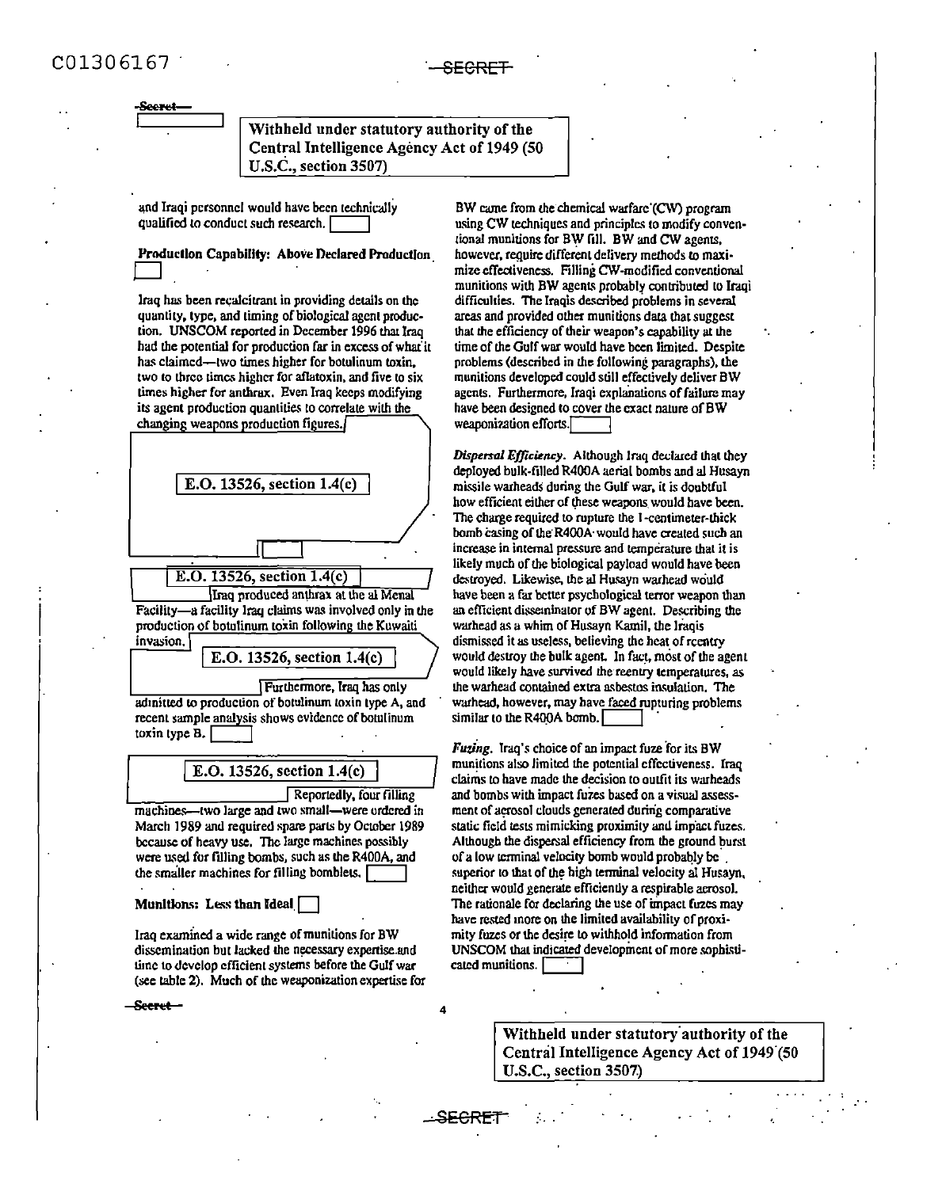Withheld under statutory authority of the Central Intelligence Agency Act of 1949 (50 U.S.C., section 3507)

and Iraqi personnel would have been technically qualified to conduct such research.

**Production Capability: Above Declared Production**

Iraq has been recalcitrant in providing details on the quantity, type, and timing of biological agent production. UNSCOM reported in December 1996 that Iraq had the potential for production far in excess of what it has claimed—two times higher for botulinum toxin, two to three times higher for aflatoxin, and five to six times higher for anthrax. Even Iraq keeps modifying its agent production quantities to correlate with the changing weapons production figures.

E.O. 13526, section 1.4(c)

E.O. 13526, section 1.4(c)

Iraq produced anthrax at the al Manal Facility—a facility Iraq claims was involved only in the production of botulinum toxin following the Kuwaiti invasion.

E.O. 13526, section 1.4(c)

Furthermore, Iraq has only admitted to production of botulinum toxin type A, and recent sample analysis shows evidence of botulinum toxin type B.

E.O. 13526, section 1.4(c)

Reportedly, four filling machines—two large and two small—were ordered in March 1989 and required spare parts by October 1989 because of heavy use. The large machines possibly were used for filling bombs, such as the R400A, and the smaller machines for filling bomblets.

**Munitions: Less than Ideal**

Iraq examined a wide range of munitions for BW dissemination but lacked the necessary expertise and time to develop efficient systems before the Gulf war (see table 2). Much of the weaponization expertise for BW came from the chemical warfare (CW) program using CW techniques and principles to modify conventional munitions for BW fill. BW and CW agents, however, require different delivery methods to maximize effectiveness. Filling CW-modified conventional munitions with BW agents probably contributed to Iraqi difficulties. The Iraqis described problems in several areas and provided other munitions data that suggest that the efficiency of their weapon's capability at the time of the Gulf war would have been limited. Despite problems (described in the following paragraphs), the munitions developed could still effectively deliver BW agents. Furthermore, Iraqi explanations of failure may have been designed to cover the exact nature of BW weaponization efforts.

*Dispersal Efficiency.* Although Iraq declared that they deployed bulk-filled R400A aerial bombs and al Husayn missile warheads during the Gulf war, it is doubtful how efficient either of these weapons would have been. The charge required to rupture the 1-centimeter-thick bomb casing of the R400A would have created such an increase in internal pressure and temperature that it is likely much of the biological payload would have been destroyed. Likewise, the al Husayn warhead would have been a far better psychological terror weapon than an efficient disseminator of BW agent. Describing the warhead as a whim of Husayn Kamil, the Iraqis dismissed it as useless, believing the heat of reentry would destroy the bulk agent. In fact, most of the agent would likely have survived the reentry temperatures, as the warhead contained extra asbestos insulation. The warhead, however, may have faced rupturing problems similar to the R400A bomb.

*Fuzing.* Iraq's choice of an impact fuze for its BW munitions also limited the potential effectiveness. Iraq claims to have made the decision to outfit its warheads and bombs with impact fuzes based on a visual assessment of aerosol clouds generated during comparative static field tests mimicking proximity and impact fuzes. Although the dispersal efficiency from the ground burst of a low terminal velocity bomb would probably be superior to that of the high terminal velocity al Husayn, neither would generate efficiently a respirable aerosol. The rationale for declaring the use of impact fuzes may have rested more on the limited availability of proximity fuzes or the desire to withhold information from UNSCOM that indicated development of more sophisticated munitions.

Withheld under statutory authority of the Central Intelligence Agency Act of 1949 (50 U.S.C., section 3507)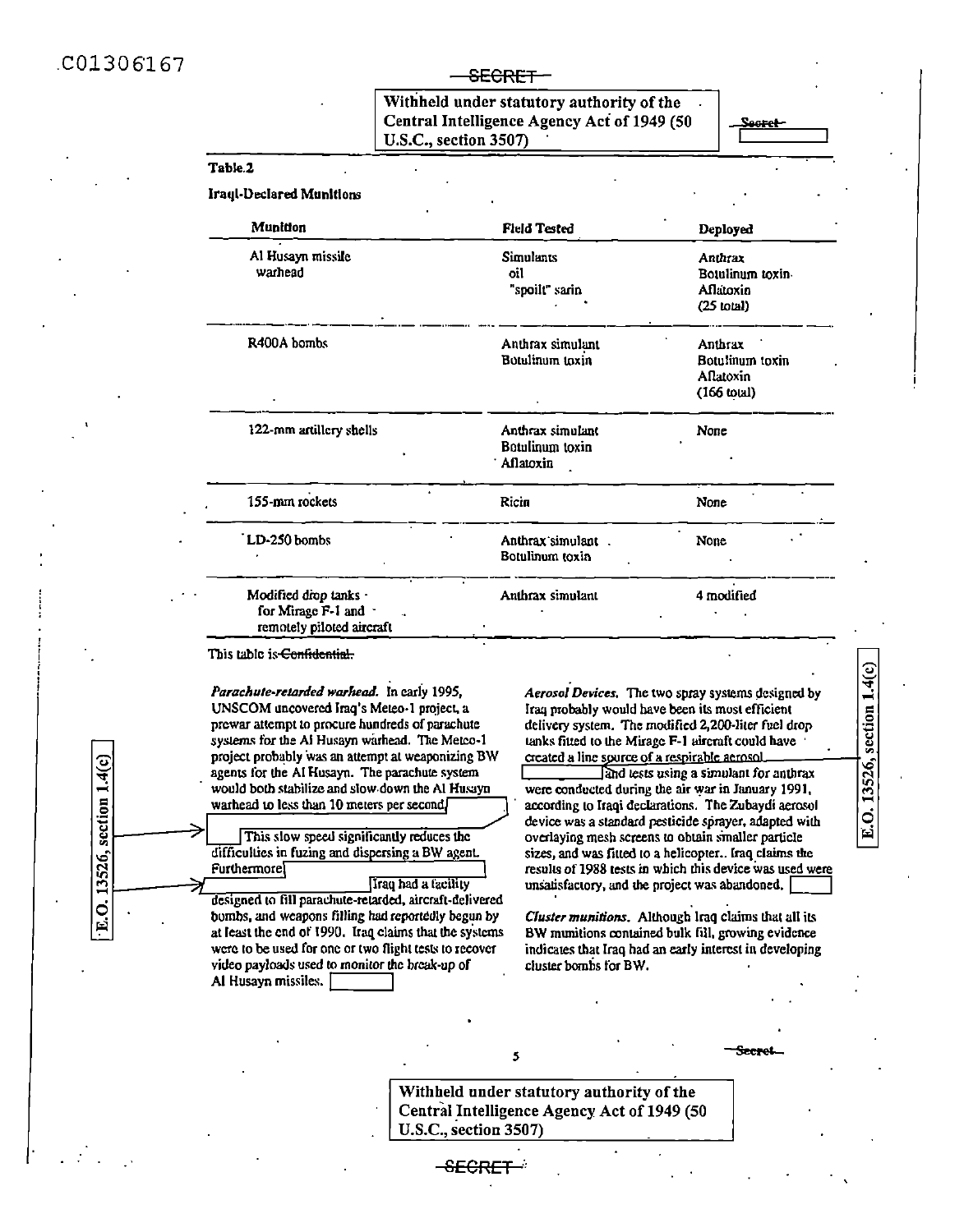Table 2

**Iraqi-Declared Munitions**

| Munition | Field Tested | Deployed |
|---|---|---|
| Al Husayn missile warhead | Simulants<br>oil<br>"spoilt" sarin | Anthrax<br>Botulinum toxin<br>Aflatoxin<br>(25 total) |
| R400A bombs | Anthrax simulant<br>Botulinum toxin | Anthrax<br>Botulinum toxin<br>Aflatoxin<br>(166 total) |
| 122-mm artillery shells | Anthrax simulant<br>Botulinum toxin<br>Aflatoxin | None |
| 155-mm rockets | Ricin | None |
| LD-250 bombs | Anthrax simulant<br>Botulinum toxin | None |
| Modified drop tanks for Mirage F-1 and remotely piloted aircraft | Anthrax simulant | 4 modified |

This table is ~~Confidential.~~

*Parachute-retarded warhead.* In early 1995, UNSCOM uncovered Iraq's Meteo-1 project, a prewar attempt to procure hundreds of parachute systems for the Al Husayn warhead. The Meteo-1 project probably was an attempt at weaponizing BW agents for the Al Husayn. The parachute system would both stabilize and slow down the Al Husayn warhead to less than 10 meters per second. [ ] This slow speed significantly reduces the difficulties in fuzing and dispersing a BW agent. Furthermore [ ] Iraq had a facility designed to fill parachute-retarded, aircraft-delivered bombs, and weapons filling had reportedly begun by at least the end of 1990. Iraq claims that the systems were to be used for one or two flight tests to recover video payloads used to monitor the break-up of Al Husayn missiles. [ ]

*Aerosol Devices.* The two spray systems designed by Iraq probably would have been its most efficient delivery system. The modified 2,200-liter fuel drop tanks fitted to the Mirage F-1 aircraft could have created a line source of a respirable aerosol. [ ] and tests using a simulant for anthrax were conducted during the air war in January 1991, according to Iraqi declarations. The Zubaydi aerosol device was a standard pesticide sprayer, adapted with overlaying mesh screens to obtain smaller particle sizes, and was fitted to a helicopter. Iraq claims the results of 1988 tests in which this device was used were unsatisfactory, and the project was abandoned. [ ]

*Cluster munitions.* Although Iraq claims that all its BW munitions contained bulk fill, growing evidence indicates that Iraq had an early interest in developing cluster bombs for BW.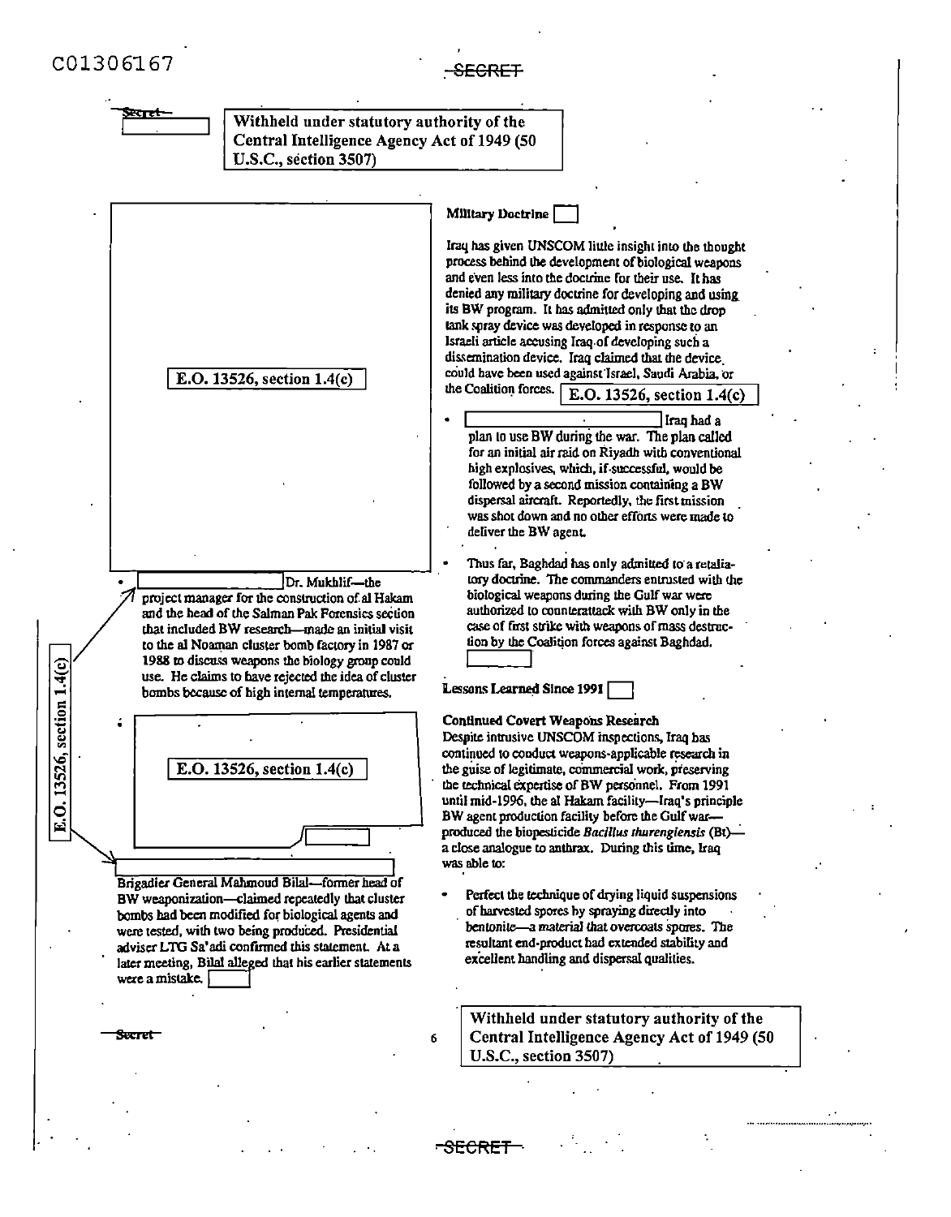Withheld under statutory authority of the Central Intelligence Agency Act of 1949 (50 U.S.C., section 3507)

E.O. 13526, section 1.4(c)

- [redacted] Dr. Mukhlif—the project manager for the construction of al Hakam and the head of the Salman Pak Forensics section that included BW research—made an initial visit to the al Noaman cluster bomb factory in 1987 or 1988 to discuss weapons the biology group could use. He claims to have rejected the idea of cluster bombs because of high internal temperatures.

E.O. 13526, section 1.4(c)

E.O. 13526, section 1.4(c)

[redacted] Brigadier General Mahmoud Bilal—former head of BW weaponization—claimed repeatedly that cluster bombs had been modified for biological agents and were tested, with two being produced. Presidential adviser LTG Sa'adi confirmed this statement. At a later meeting, Bilal alleged that his earlier statements were a mistake. [redacted]

**Military Doctrine** [redacted]

Iraq has given UNSCOM little insight into the thought process behind the development of biological weapons and even less into the doctrine for their use. It has denied any military doctrine for developing and using its BW program. It has admitted only that the drop tank spray device was developed in response to an Israeli article accusing Iraq of developing such a dissemination device. Iraq claimed that the device could have been used against Israel, Saudi Arabia, or the Coalition forces. E.O. 13526, section 1.4(c)

- [redacted] Iraq had a plan to use BW during the war. The plan called for an initial air raid on Riyadh with conventional high explosives, which, if successful, would be followed by a second mission containing a BW dispersal aircraft. Reportedly, the first mission was shot down and no other efforts were made to deliver the BW agent.
- Thus far, Baghdad has only admitted to a retaliatory doctrine. The commanders entrusted with the biological weapons during the Gulf war were authorized to counterattack with BW only in the case of first strike with weapons of mass destruction by the Coalition forces against Baghdad. [redacted]

**Lessons Learned Since 1991** [redacted]

**Continued Covert Weapons Research**

Despite intrusive UNSCOM inspections, Iraq has continued to conduct weapons-applicable research in the guise of legitimate, commercial work, preserving the technical expertise of BW personnel. From 1991 until mid-1996, the al Hakam facility—Iraq's principle BW agent production facility before the Gulf war—produced the biopesticide *Bacillus thurengiensis* (Bt)—a close analogue to anthrax. During this time, Iraq was able to:

- Perfect the technique of drying liquid suspensions of harvested spores by spraying directly into bentonite—a material that overcoats spores. The resultant end-product had extended stability and excellent handling and dispersal qualities.

Withheld under statutory authority of the Central Intelligence Agency Act of 1949 (50 U.S.C., section 3507)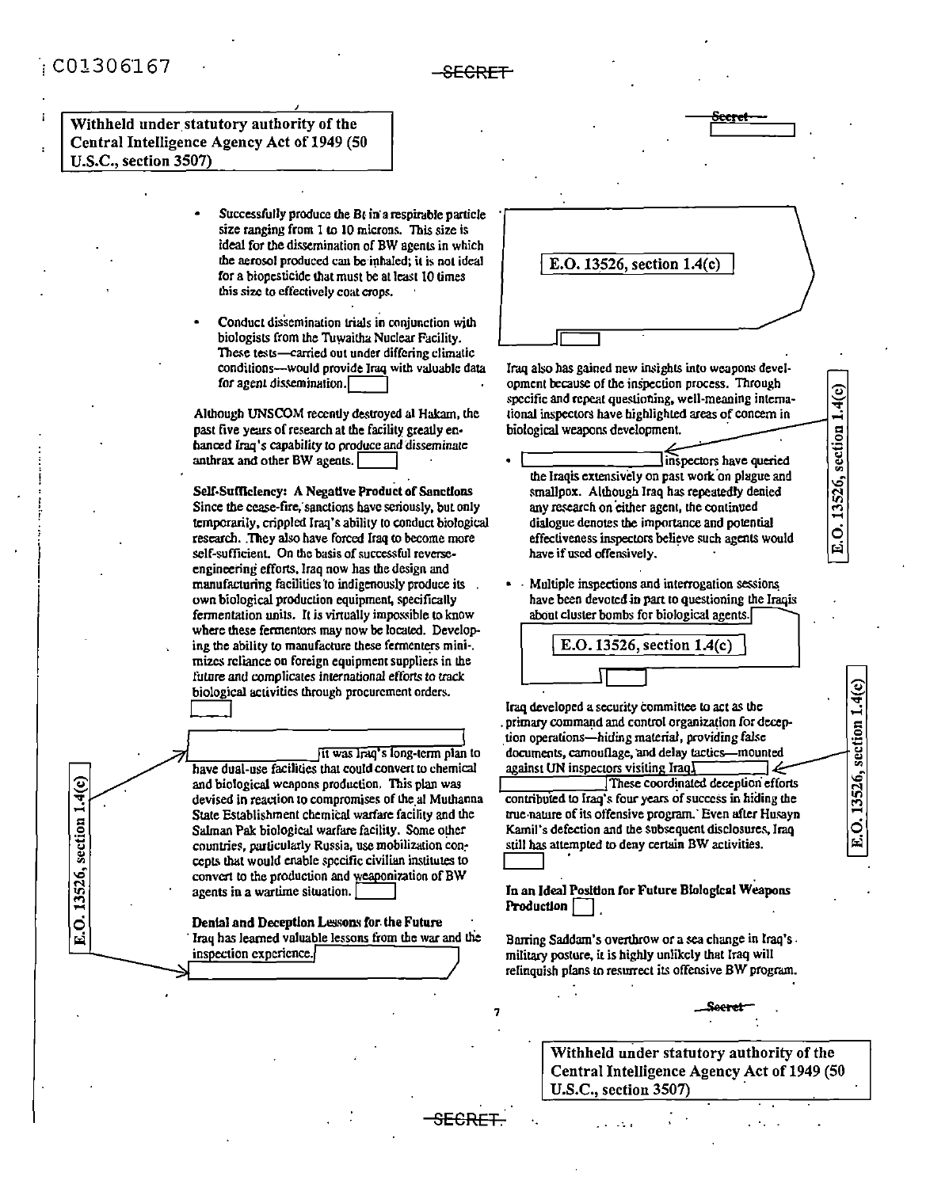Withheld under statutory authority of the Central Intelligence Agency Act of 1949 (50 U.S.C., section 3507)

- Successfully produce the Bt in a respirable particle size ranging from 1 to 10 microns. This size is ideal for the dissemination of BW agents in which the aerosol produced can be inhaled; it is not ideal for a biopesticide that must be at least 10 times this size to effectively coat crops.

- Conduct dissemination trials in conjunction with biologists from the Tuwaitha Nuclear Facility. These tests—carried out under differing climatic conditions—would provide Iraq with valuable data for agent dissemination.

Although UNSCOM recently destroyed al Hakam, the past five years of research at the facility greatly enhanced Iraq's capability to produce and disseminate anthrax and other BW agents.

**Self-Sufficiency: A Negative Product of Sanctions**
Since the cease-fire, sanctions have seriously, but only temporarily, crippled Iraq's ability to conduct biological research. They also have forced Iraq to become more self-sufficient. On the basis of successful reverse-engineering efforts, Iraq now has the design and manufacturing facilities to indigenously produce its own biological production equipment, specifically fermentation units. It is virtually impossible to know where these fermentors may now be located. Developing the ability to manufacture these fermenters minimizes reliance on foreign equipment suppliers in the future and complicates international efforts to track biological activities through procurement orders.

E.O. 13526, section 1.4(c)

[redacted] it was Iraq's long-term plan to have dual-use facilities that could convert to chemical and biological weapons production. This plan was devised in reaction to compromises of the al Muthanna State Establishment chemical warfare facility and the Salman Pak biological warfare facility. Some other countries, particularly Russia, use mobilization concepts that would enable specific civilian institutes to convert to the production and weaponization of BW agents in a wartime situation.

**Denial and Deception Lessons for the Future**
Iraq has learned valuable lessons from the war and the inspection experience. [redacted]

E.O. 13526, section 1.4(c)

Iraq also has gained new insights into weapons development because of the inspection process. Through specific and repeat questioning, well-meaning international inspectors have highlighted areas of concern in biological weapons development.

E.O. 13526, section 1.4(c)

- [redacted] inspectors have queried the Iraqis extensively on past work on plague and smallpox. Although Iraq has repeatedly denied any research on either agent, the continued dialogue denotes the importance and potential effectiveness inspectors believe such agents would have if used offensively.

- Multiple inspections and interrogation sessions have been devoted in part to questioning the Iraqis about cluster bombs for biological agents.

E.O. 13526, section 1.4(c)

Iraq developed a security committee to act as the primary command and control organization for deception operations—hiding material, providing false documents, camouflage, and delay tactics—mounted against UN inspectors visiting Iraq. [redacted] These coordinated deception efforts contributed to Iraq's four years of success in hiding the true nature of its offensive program. Even after Husayn Kamil's defection and the subsequent disclosures, Iraq still has attempted to deny certain BW activities.

E.O. 13526, section 1.4(c)

**In an Ideal Position for Future Biological Weapons Production**

Barring Saddam's overthrow or a sea change in Iraq's military posture, it is highly unlikely that Iraq will relinquish plans to resurrect its offensive BW program.

Withheld under statutory authority of the Central Intelligence Agency Act of 1949 (50 U.S.C., section 3507)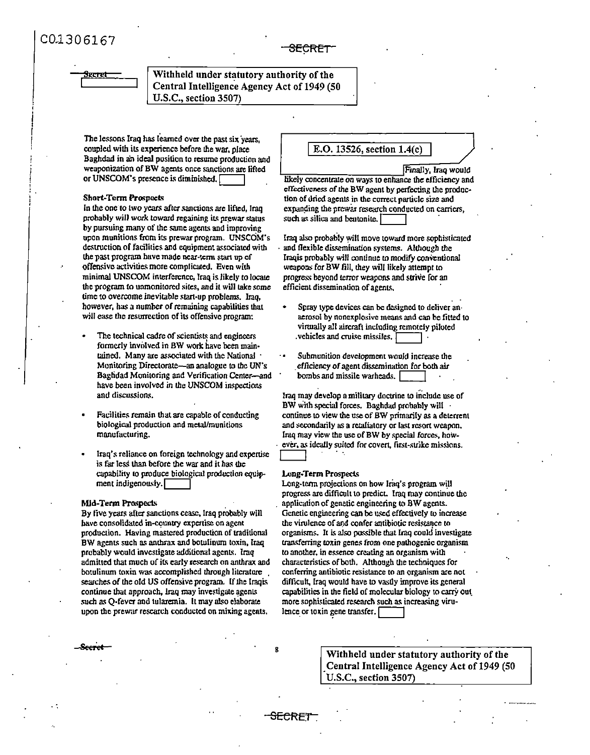Withheld under statutory authority of the Central Intelligence Agency Act of 1949 (50 U.S.C., section 3507)

The lessons Iraq has learned over the past six years, coupled with its experience before the war, place Baghdad in an ideal position to resume production and weaponization of BW agents once sanctions are lifted or UNSCOM's presence is diminished.

#### Short-Term Prospects

In the one to two years after sanctions are lifted, Iraq probably will work toward regaining its prewar status by pursuing many of the same agents and improving upon munitions from its prewar program. UNSCOM's destruction of facilities and equipment associated with the past program have made near-term start up of offensive activities more complicated. Even with minimal UNSCOM interference, Iraq is likely to locate the program to unmonitored sites, and it will take some time to overcome inevitable start-up problems. Iraq, however, has a number of remaining capabilities that will ease the resurrection of its offensive program:

- The technical cadre of scientists and engineers formerly involved in BW work have been maintained. Many are associated with the National Monitoring Directorate—an analogue to the UN's Baghdad Monitoring and Verification Center—and have been involved in the UNSCOM inspections and discussions.
- Facilities remain that are capable of conducting biological production and metal/munitions manufacturing.
- Iraq's reliance on foreign technology and expertise is far less than before the war and it has the capability to produce biological production equipment indigenously.

#### Mid-Term Prospects

By five years after sanctions cease, Iraq probably will have consolidated in-country expertise on agent production. Having mastered production of traditional BW agents such as anthrax and botulinum toxin, Iraq probably would investigate additional agents. Iraq admitted that much of its early research on anthrax and botulinum toxin was accomplished through literature searches of the old US offensive program. If the Iraqis continue that approach, Iraq may investigate agents such as Q-fever and tularemia. It may also elaborate upon the prewar research conducted on mixing agents.

E.O. 13526, section 1.4(c)

Finally, Iraq would likely concentrate on ways to enhance the efficiency and effectiveness of the BW agent by perfecting the production of dried agents in the correct particle size and expanding the prewar research conducted on carriers, such as silica and bentonite.

Iraq also probably will move toward more sophisticated and flexible dissemination systems. Although the Iraqis probably will continue to modify conventional weapons for BW fill, they will likely attempt to progress beyond terror weapons and strive for an efficient dissemination of agents.

- Spray type devices can be designed to deliver an aerosol by nonexplosive means and can be fitted to virtually all aircraft including remotely piloted vehicles and cruise missiles.
- Submunition development would increase the efficiency of agent dissemination for both air bombs and missile warheads.

Iraq may develop a military doctrine to include use of BW with special forces. Baghdad probably will continue to view the use of BW primarily as a deterrent and secondarily as a retaliatory or last resort weapon. Iraq may view the use of BW by special forces, however, as ideally suited for covert, first-strike missions.

#### Long-Term Prospects

Long-term projections on how Iraq's program will progress are difficult to predict. Iraq may continue the application of genetic engineering to BW agents. Genetic engineering can be used effectively to increase the virulence of and confer antibiotic resistance to organisms. It is also possible that Iraq could investigate transferring toxin genes from one pathogenic organism to another, in essence creating an organism with characteristics of both. Although the techniques for conferring antibiotic resistance to an organism are not difficult, Iraq would have to vastly improve its general capabilities in the field of molecular biology to carry out more sophisticated research such as increasing virulence or toxin gene transfer.

Withheld under statutory authority of the Central Intelligence Agency Act of 1949 (50 U.S.C., section 3507)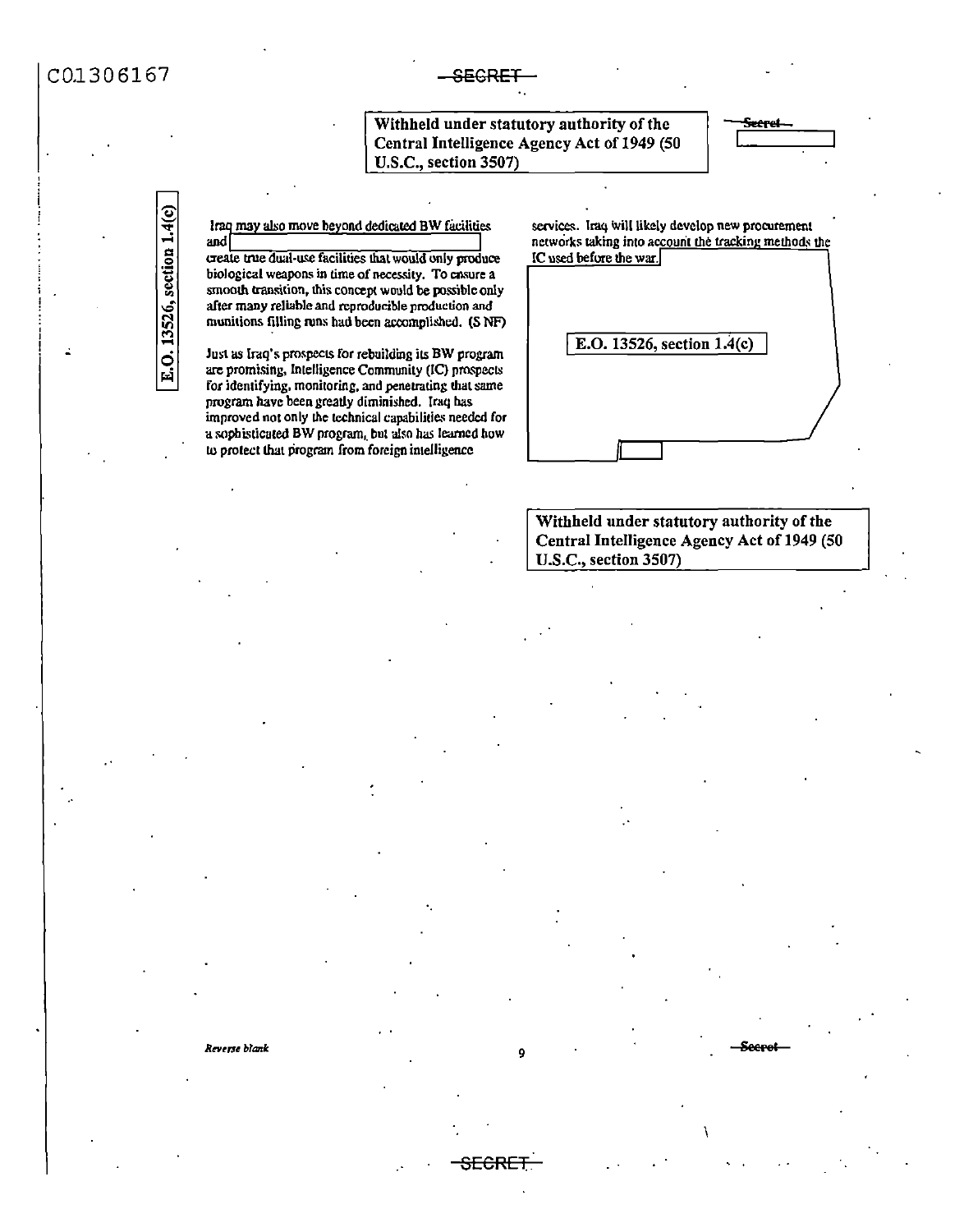Withheld under statutory authority of the Central Intelligence Agency Act of 1949 (50 U.S.C., section 3507)

E.O. 13526, section 1.4(c)

Iraq may also move beyond dedicated BW facilities and [ ] create true dual-use facilities that would only produce biological weapons in time of necessity. To ensure a smooth transition, this concept would be possible only after many reliable and reproducible production and munitions filling runs had been accomplished. (S NF)

Just as Iraq's prospects for rebuilding its BW program are promising, Intelligence Community (IC) prospects for identifying, monitoring, and penetrating that same program have been greatly diminished. Iraq has improved not only the technical capabilities needed for a sophisticated BW program, but also has learned how to protect that program from foreign intelligence services. Iraq will likely develop new procurement networks taking into account the tracking methods the IC used before the war. [ ]

E.O. 13526, section 1.4(c)

Withheld under statutory authority of the Central Intelligence Agency Act of 1949 (50 U.S.C., section 3507)

*Reverse blank*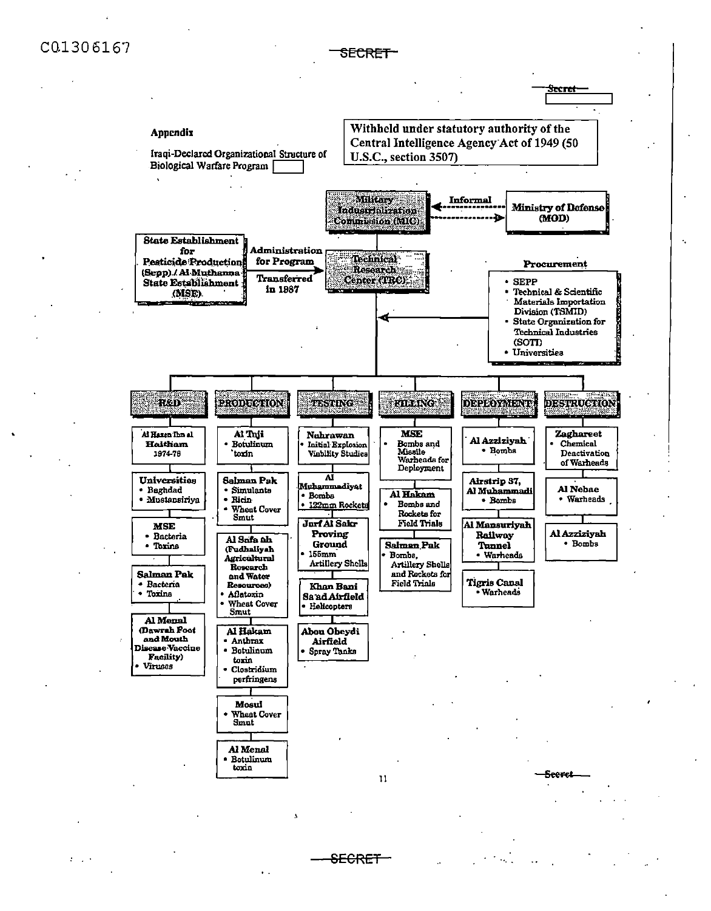Appendix

Iraqi-Declared Organizational Structure of Biological Warfare Program

Withheld under statutory authority of the Central Intelligence Agency Act of 1949 (50 U.S.C., section 3507)

Military Industrialization Commission (MIC)

Informal

Ministry of Defense (MOD)

State Establishment for Pesticide Production (Sepp) / Al Muthanna State Establishment (MSE)

Administration for Program Transferred in 1987

Technical Research Center (TRC)

Procurement
- SEPP
- Technical & Scientific Materials Importation Division (TSMID)
- State Organization for Technical Industries (SOTI)
- Universities

R&D
- Al Hazen Ibn al Haitham 1974-78
- Universities
  - Baghdad
  - Mustansiriya
- MSE
  - Bacteria
  - Toxins
- Salman Pak
  - Bacteria
  - Toxins
- Al Menal (Dawrah Foot and Mouth Disease Vaccine Facility)
  - Viruses

PRODUCTION
- Al Taji
  - Botulinum toxin
- Salman Pak
  - Simulants
  - Ricin
  - Wheat Cover Smut
- Al Safa ah (Fudhaliyah Agricultural Research and Water Resources)
  - Aflatoxin
  - Wheat Cover Smut
- Al Hakam
  - Anthrax
  - Botulinum toxin
  - Clostridium perfringens
- Mosul
  - Wheat Cover Smut
- Al Menal
  - Botulinum toxin

TESTING
- Nahrawan
  - Initial Explosion Viability Studies
- Al Muhammadiyat
  - Bombs
  - 122mm Rockets
- Jurf Al Sakr Proving Ground
  - 155mm Artillery Shells
- Khan Bani Sa'ad Airfield
  - Helicopters
- Abou Obeydi Airfield
  - Spray Tanks

FILLING
- MSE
  - Bombs and Missile Warheads for Deployment
- Al Hakam
  - Bombs and Rockets for Field Trials
- Salman Pak
  - Bombs, Artillery Shells and Rockets for Field Trials

DEPLOYMENT
- Al Azziziyah
  - Bombs
- Airstrip 37, Al Muhammadi
  - Bombs
- Al Mansuriyah Railway Tunnel
  - Warheads
- Tigris Canal
  - Warheads

DESTRUCTION
- Zaghareet
  - Chemical Deactivation of Warheads
- Al Nebae
  - Warheads
- Al Azziziyah
  - Bombs